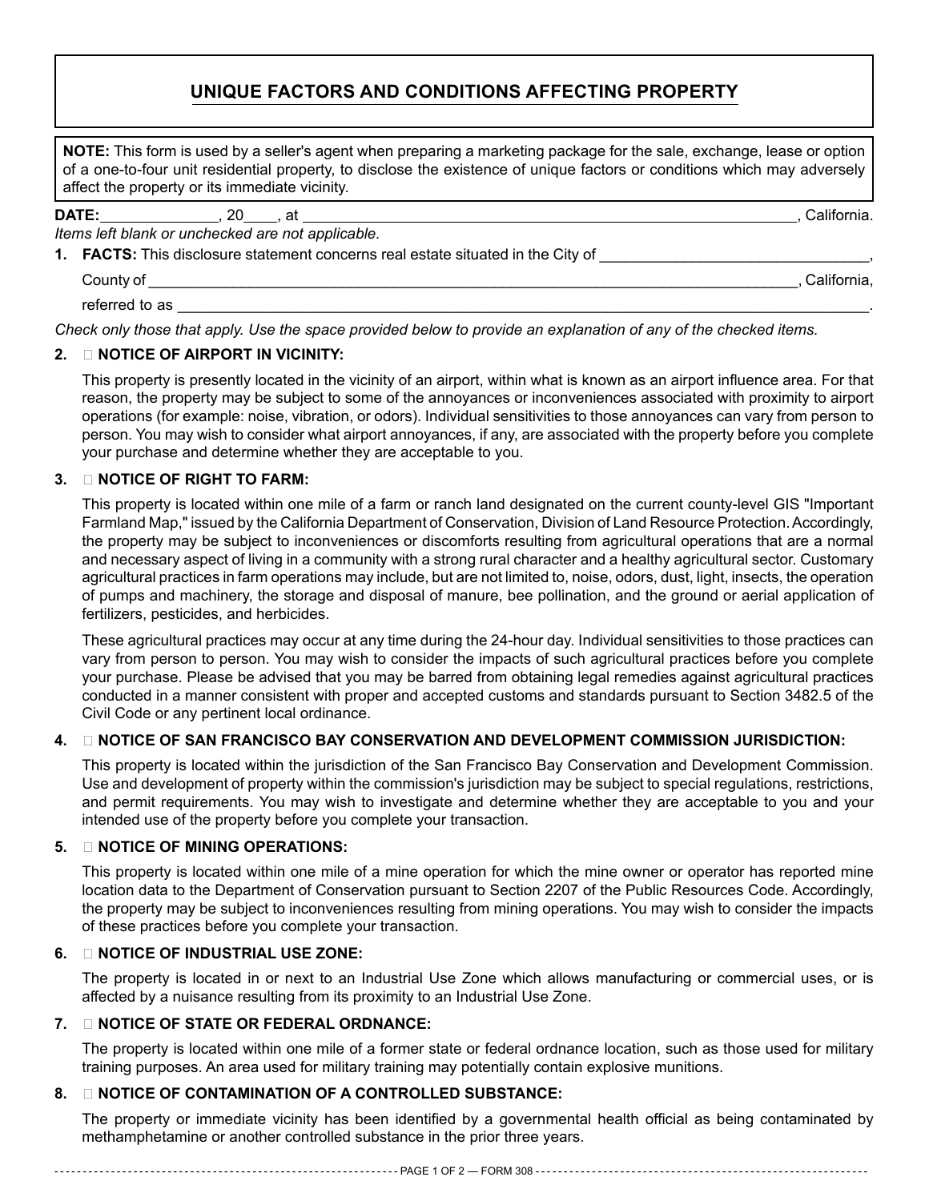# UNIQUE FACTORS AND CONDITIONS AFFECTING PROPERTY

**NOTE:** This form is used by a seller's agent when preparing a marketing package for the sale, exchange, lease or option of a one-to-four unit residential property, to disclose the existence of unique factors or conditions which may adversely affect the property or its immediate vicinity.

**DATE:**______________, 20____, at ____________________________________________________________, California.

*Items left blank or unchecked are not applicable.*

1. **FACTS:** This disclosure statement concerns real estate situated in the City of ________________________________,

   County of ________________________________________________________________________________, California,

   referred to as ___________________________________________________________________________________.

*Check only those that apply. Use the space provided below to provide an explanation of any of the checked items.*

2. ☐ **NOTICE OF AIRPORT IN VICINITY:**

   This property is presently located in the vicinity of an airport, within what is known as an airport influence area. For that reason, the property may be subject to some of the annoyances or inconveniences associated with proximity to airport operations (for example: noise, vibration, or odors). Individual sensitivities to those annoyances can vary from person to person. You may wish to consider what airport annoyances, if any, are associated with the property before you complete your purchase and determine whether they are acceptable to you.

3. ☐ **NOTICE OF RIGHT TO FARM:**

   This property is located within one mile of a farm or ranch land designated on the current county-level GIS "Important Farmland Map," issued by the California Department of Conservation, Division of Land Resource Protection. Accordingly, the property may be subject to inconveniences or discomforts resulting from agricultural operations that are a normal and necessary aspect of living in a community with a strong rural character and a healthy agricultural sector. Customary agricultural practices in farm operations may include, but are not limited to, noise, odors, dust, light, insects, the operation of pumps and machinery, the storage and disposal of manure, bee pollination, and the ground or aerial application of fertilizers, pesticides, and herbicides.

   These agricultural practices may occur at any time during the 24-hour day. Individual sensitivities to those practices can vary from person to person. You may wish to consider the impacts of such agricultural practices before you complete your purchase. Please be advised that you may be barred from obtaining legal remedies against agricultural practices conducted in a manner consistent with proper and accepted customs and standards pursuant to Section 3482.5 of the Civil Code or any pertinent local ordinance.

4. ☐ **NOTICE OF SAN FRANCISCO BAY CONSERVATION AND DEVELOPMENT COMMISSION JURISDICTION:**

   This property is located within the jurisdiction of the San Francisco Bay Conservation and Development Commission. Use and development of property within the commission's jurisdiction may be subject to special regulations, restrictions, and permit requirements. You may wish to investigate and determine whether they are acceptable to you and your intended use of the property before you complete your transaction.

5. ☐ **NOTICE OF MINING OPERATIONS:**

   This property is located within one mile of a mine operation for which the mine owner or operator has reported mine location data to the Department of Conservation pursuant to Section 2207 of the Public Resources Code. Accordingly, the property may be subject to inconveniences resulting from mining operations. You may wish to consider the impacts of these practices before you complete your transaction.

6. ☐ **NOTICE OF INDUSTRIAL USE ZONE:**

   The property is located in or next to an Industrial Use Zone which allows manufacturing or commercial uses, or is affected by a nuisance resulting from its proximity to an Industrial Use Zone.

7. ☐ **NOTICE OF STATE OR FEDERAL ORDNANCE:**

   The property is located within one mile of a former state or federal ordnance location, such as those used for military training purposes. An area used for military training may potentially contain explosive munitions.

8. ☐ **NOTICE OF CONTAMINATION OF A CONTROLLED SUBSTANCE:**

   The property or immediate vicinity has been identified by a governmental health official as being contaminated by methamphetamine or another controlled substance in the prior three years.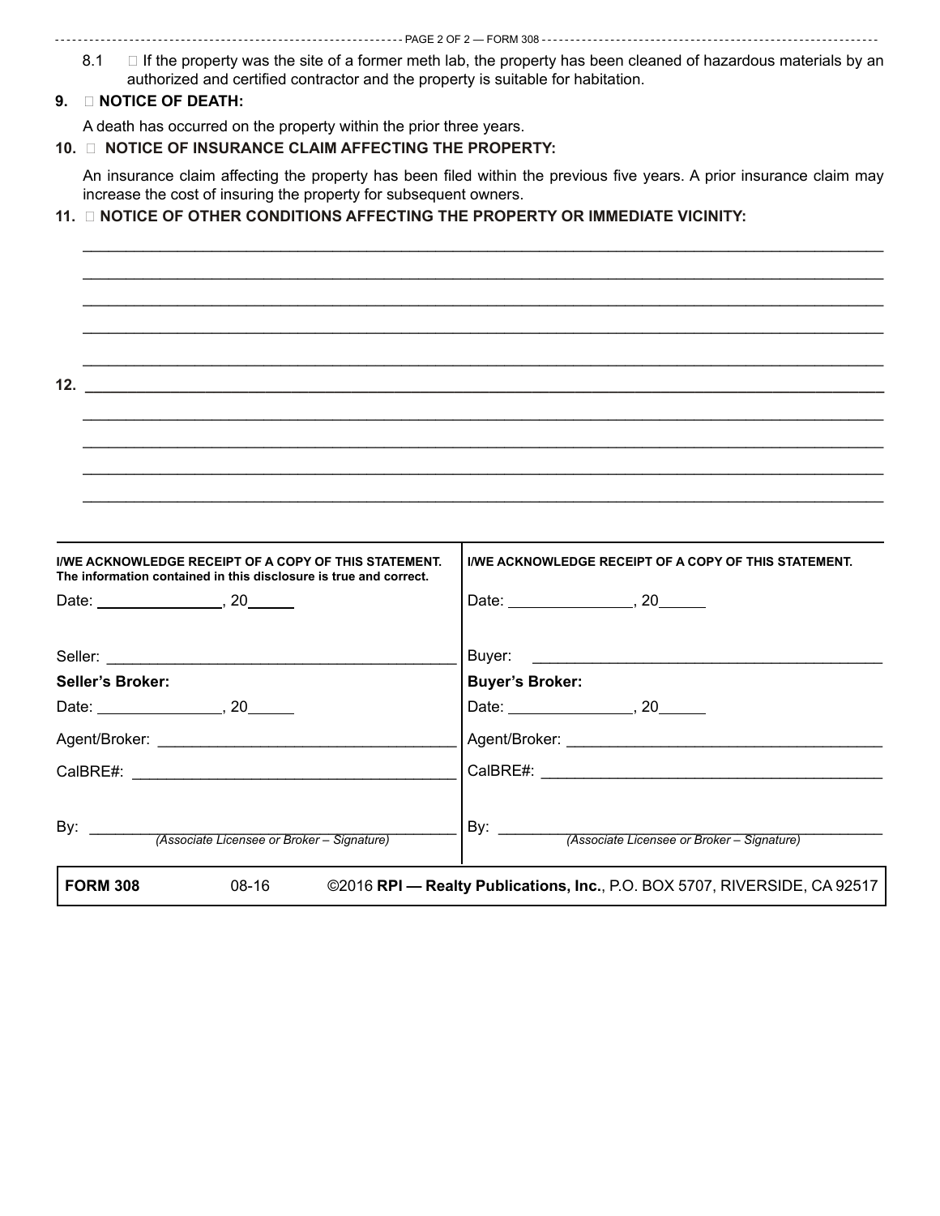8.1 ☐ If the property was the site of a former meth lab, the property has been cleaned of hazardous materials by an authorized and certified contractor and the property is suitable for habitation.

**9. ☐ NOTICE OF DEATH:**

A death has occurred on the property within the prior three years.

**10. ☐ NOTICE OF INSURANCE CLAIM AFFECTING THE PROPERTY:**

An insurance claim affecting the property has been filed within the previous five years. A prior insurance claim may increase the cost of insuring the property for subsequent owners.

**11. ☐ NOTICE OF OTHER CONDITIONS AFFECTING THE PROPERTY OR IMMEDIATE VICINITY:**

\_\_\_\_\_\_\_\_\_\_\_\_\_\_\_\_\_\_\_\_\_\_\_\_\_\_\_\_\_\_\_\_\_\_\_\_\_\_\_\_\_\_\_\_\_\_\_\_\_\_\_\_\_\_\_\_\_\_\_\_\_\_\_\_\_\_\_\_\_\_\_\_\_\_\_\_\_\_

\_\_\_\_\_\_\_\_\_\_\_\_\_\_\_\_\_\_\_\_\_\_\_\_\_\_\_\_\_\_\_\_\_\_\_\_\_\_\_\_\_\_\_\_\_\_\_\_\_\_\_\_\_\_\_\_\_\_\_\_\_\_\_\_\_\_\_\_\_\_\_\_\_\_\_\_\_\_

\_\_\_\_\_\_\_\_\_\_\_\_\_\_\_\_\_\_\_\_\_\_\_\_\_\_\_\_\_\_\_\_\_\_\_\_\_\_\_\_\_\_\_\_\_\_\_\_\_\_\_\_\_\_\_\_\_\_\_\_\_\_\_\_\_\_\_\_\_\_\_\_\_\_\_\_\_\_

\_\_\_\_\_\_\_\_\_\_\_\_\_\_\_\_\_\_\_\_\_\_\_\_\_\_\_\_\_\_\_\_\_\_\_\_\_\_\_\_\_\_\_\_\_\_\_\_\_\_\_\_\_\_\_\_\_\_\_\_\_\_\_\_\_\_\_\_\_\_\_\_\_\_\_\_\_\_

\_\_\_\_\_\_\_\_\_\_\_\_\_\_\_\_\_\_\_\_\_\_\_\_\_\_\_\_\_\_\_\_\_\_\_\_\_\_\_\_\_\_\_\_\_\_\_\_\_\_\_\_\_\_\_\_\_\_\_\_\_\_\_\_\_\_\_\_\_\_\_\_\_\_\_\_\_\_

**12.** \_\_\_\_\_\_\_\_\_\_\_\_\_\_\_\_\_\_\_\_\_\_\_\_\_\_\_\_\_\_\_\_\_\_\_\_\_\_\_\_\_\_\_\_\_\_\_\_\_\_\_\_\_\_\_\_\_\_\_\_\_\_\_\_\_\_\_\_\_\_\_\_\_\_\_\_

\_\_\_\_\_\_\_\_\_\_\_\_\_\_\_\_\_\_\_\_\_\_\_\_\_\_\_\_\_\_\_\_\_\_\_\_\_\_\_\_\_\_\_\_\_\_\_\_\_\_\_\_\_\_\_\_\_\_\_\_\_\_\_\_\_\_\_\_\_\_\_\_\_\_\_\_\_\_

\_\_\_\_\_\_\_\_\_\_\_\_\_\_\_\_\_\_\_\_\_\_\_\_\_\_\_\_\_\_\_\_\_\_\_\_\_\_\_\_\_\_\_\_\_\_\_\_\_\_\_\_\_\_\_\_\_\_\_\_\_\_\_\_\_\_\_\_\_\_\_\_\_\_\_\_\_\_

\_\_\_\_\_\_\_\_\_\_\_\_\_\_\_\_\_\_\_\_\_\_\_\_\_\_\_\_\_\_\_\_\_\_\_\_\_\_\_\_\_\_\_\_\_\_\_\_\_\_\_\_\_\_\_\_\_\_\_\_\_\_\_\_\_\_\_\_\_\_\_\_\_\_\_\_\_\_

\_\_\_\_\_\_\_\_\_\_\_\_\_\_\_\_\_\_\_\_\_\_\_\_\_\_\_\_\_\_\_\_\_\_\_\_\_\_\_\_\_\_\_\_\_\_\_\_\_\_\_\_\_\_\_\_\_\_\_\_\_\_\_\_\_\_\_\_\_\_\_\_\_\_\_\_\_\_

| | |
|---|---|
| **I/WE ACKNOWLEDGE RECEIPT OF A COPY OF THIS STATEMENT. The information contained in this disclosure is true and correct.** | **I/WE ACKNOWLEDGE RECEIPT OF A COPY OF THIS STATEMENT.** |
| Date: \_\_\_\_\_\_\_\_\_\_\_\_\_\_\_, 20\_\_\_\_\_\_ | Date: \_\_\_\_\_\_\_\_\_\_\_\_\_\_\_, 20\_\_\_\_\_\_ |
| Seller: \_\_\_\_\_\_\_\_\_\_\_\_\_\_\_\_\_\_\_\_\_\_\_\_\_\_\_\_\_\_\_\_\_\_\_\_\_\_\_\_ | Buyer: \_\_\_\_\_\_\_\_\_\_\_\_\_\_\_\_\_\_\_\_\_\_\_\_\_\_\_\_\_\_\_\_\_\_\_\_\_\_\_\_ |
| **Seller's Broker:** | **Buyer's Broker:** |
| Date: \_\_\_\_\_\_\_\_\_\_\_\_\_\_\_, 20\_\_\_\_\_\_ | Date: \_\_\_\_\_\_\_\_\_\_\_\_\_\_\_, 20\_\_\_\_\_\_ |
| Agent/Broker: \_\_\_\_\_\_\_\_\_\_\_\_\_\_\_\_\_\_\_\_\_\_\_\_\_\_\_\_\_\_\_\_\_\_ | Agent/Broker: \_\_\_\_\_\_\_\_\_\_\_\_\_\_\_\_\_\_\_\_\_\_\_\_\_\_\_\_\_\_\_\_\_\_ |
| CalBRE#: \_\_\_\_\_\_\_\_\_\_\_\_\_\_\_\_\_\_\_\_\_\_\_\_\_\_\_\_\_\_\_\_\_\_\_\_\_ | CalBRE#: \_\_\_\_\_\_\_\_\_\_\_\_\_\_\_\_\_\_\_\_\_\_\_\_\_\_\_\_\_\_\_\_\_\_\_\_\_ |
| By: \_\_\_\_\_\_\_\_\_\_\_\_\_\_\_\_\_\_\_\_\_\_\_\_\_\_\_\_\_\_\_\_\_\_\_\_\_\_\_\_ *(Associate Licensee or Broker – Signature)* | By: \_\_\_\_\_\_\_\_\_\_\_\_\_\_\_\_\_\_\_\_\_\_\_\_\_\_\_\_\_\_\_\_\_\_\_\_\_\_\_\_ *(Associate Licensee or Broker – Signature)* |

**FORM 308** 08-16 ©2016 **RPI — Realty Publications, Inc.**, P.O. BOX 5707, RIVERSIDE, CA 92517